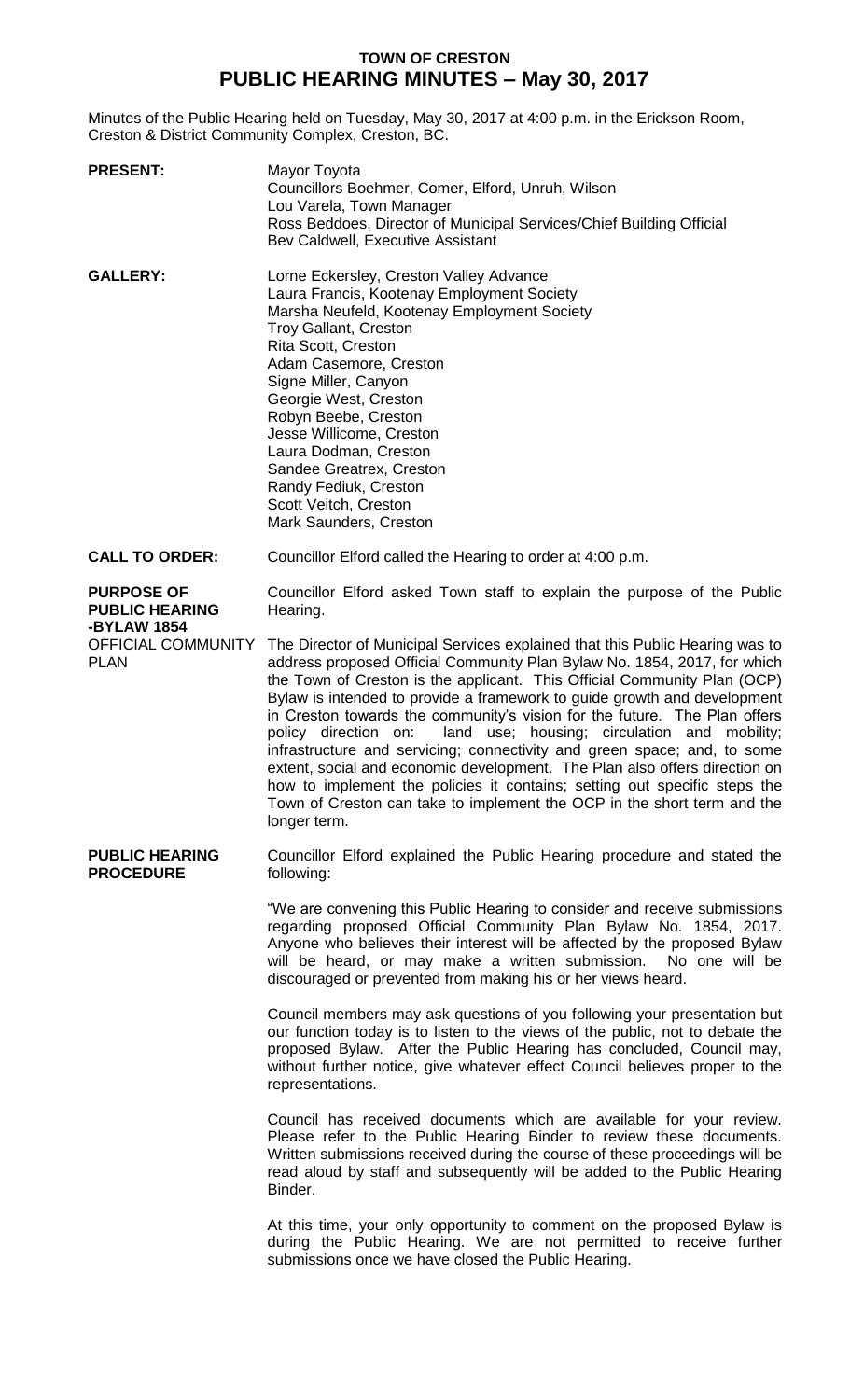# TOWN OF CRESTON
# PUBLIC HEARING MINUTES – May 30, 2017

Minutes of the Public Hearing held on Tuesday, May 30, 2017 at 4:00 p.m. in the Erickson Room, Creston & District Community Complex, Creston, BC.

**PRESENT:**

Mayor Toyota
Councillors Boehmer, Comer, Elford, Unruh, Wilson
Lou Varela, Town Manager
Ross Beddoes, Director of Municipal Services/Chief Building Official
Bev Caldwell, Executive Assistant

**GALLERY:**

Lorne Eckersley, Creston Valley Advance
Laura Francis, Kootenay Employment Society
Marsha Neufeld, Kootenay Employment Society
Troy Gallant, Creston
Rita Scott, Creston
Adam Casemore, Creston
Signe Miller, Canyon
Georgie West, Creston
Robyn Beebe, Creston
Jesse Willicome, Creston
Laura Dodman, Creston
Sandee Greatrex, Creston
Randy Fediuk, Creston
Scott Veitch, Creston
Mark Saunders, Creston

**CALL TO ORDER:**

Councillor Elford called the Hearing to order at 4:00 p.m.

**PURPOSE OF PUBLIC HEARING -BYLAW 1854**
OFFICIAL COMMUNITY PLAN

Councillor Elford asked Town staff to explain the purpose of the Public Hearing.

The Director of Municipal Services explained that this Public Hearing was to address proposed Official Community Plan Bylaw No. 1854, 2017, for which the Town of Creston is the applicant. This Official Community Plan (OCP) Bylaw is intended to provide a framework to guide growth and development in Creston towards the community's vision for the future. The Plan offers policy direction on: land use; housing; circulation and mobility; infrastructure and servicing; connectivity and green space; and, to some extent, social and economic development. The Plan also offers direction on how to implement the policies it contains; setting out specific steps the Town of Creston can take to implement the OCP in the short term and the longer term.

**PUBLIC HEARING PROCEDURE**

Councillor Elford explained the Public Hearing procedure and stated the following:

"We are convening this Public Hearing to consider and receive submissions regarding proposed Official Community Plan Bylaw No. 1854, 2017. Anyone who believes their interest will be affected by the proposed Bylaw will be heard, or may make a written submission. No one will be discouraged or prevented from making his or her views heard.

Council members may ask questions of you following your presentation but our function today is to listen to the views of the public, not to debate the proposed Bylaw. After the Public Hearing has concluded, Council may, without further notice, give whatever effect Council believes proper to the representations.

Council has received documents which are available for your review. Please refer to the Public Hearing Binder to review these documents. Written submissions received during the course of these proceedings will be read aloud by staff and subsequently will be added to the Public Hearing Binder.

At this time, your only opportunity to comment on the proposed Bylaw is during the Public Hearing. We are not permitted to receive further submissions once we have closed the Public Hearing.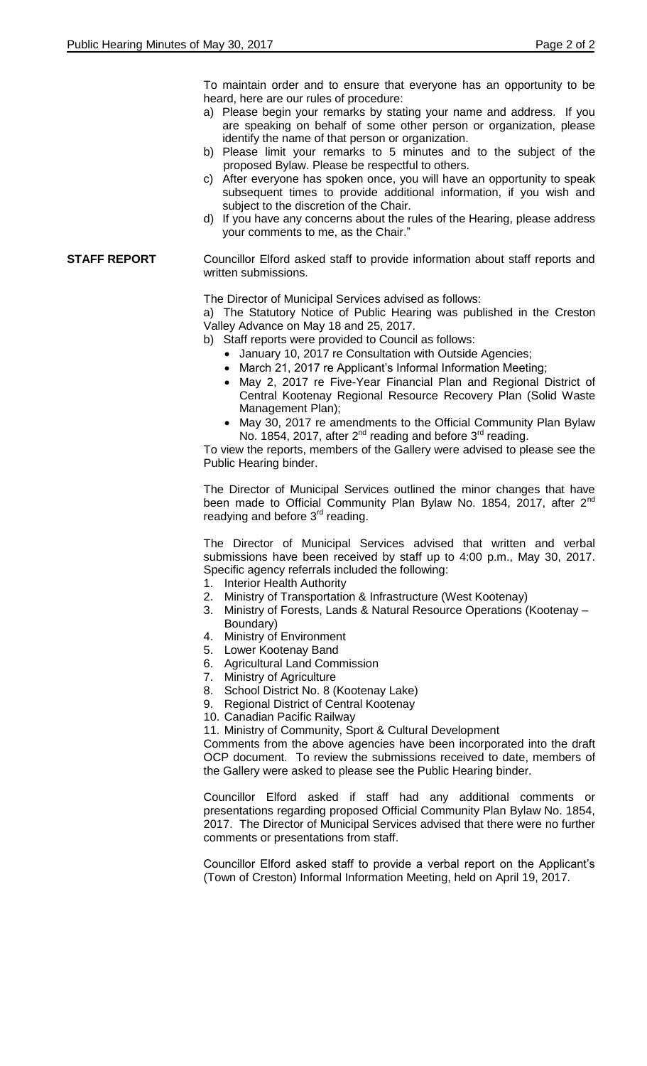To maintain order and to ensure that everyone has an opportunity to be heard, here are our rules of procedure:

a) Please begin your remarks by stating your name and address. If you are speaking on behalf of some other person or organization, please identify the name of that person or organization.
b) Please limit your remarks to 5 minutes and to the subject of the proposed Bylaw. Please be respectful to others.
c) After everyone has spoken once, you will have an opportunity to speak subsequent times to provide additional information, if you wish and subject to the discretion of the Chair.
d) If you have any concerns about the rules of the Hearing, please address your comments to me, as the Chair."

**STAFF REPORT**

Councillor Elford asked staff to provide information about staff reports and written submissions.

The Director of Municipal Services advised as follows:

a) The Statutory Notice of Public Hearing was published in the Creston Valley Advance on May 18 and 25, 2017.
b) Staff reports were provided to Council as follows:
   - January 10, 2017 re Consultation with Outside Agencies;
   - March 21, 2017 re Applicant's Informal Information Meeting;
   - May 2, 2017 re Five-Year Financial Plan and Regional District of Central Kootenay Regional Resource Recovery Plan (Solid Waste Management Plan);
   - May 30, 2017 re amendments to the Official Community Plan Bylaw No. 1854, 2017, after 2nd reading and before 3rd reading.

To view the reports, members of the Gallery were advised to please see the Public Hearing binder.

The Director of Municipal Services outlined the minor changes that have been made to Official Community Plan Bylaw No. 1854, 2017, after 2nd readying and before 3rd reading.

The Director of Municipal Services advised that written and verbal submissions have been received by staff up to 4:00 p.m., May 30, 2017. Specific agency referrals included the following:

1. Interior Health Authority
2. Ministry of Transportation & Infrastructure (West Kootenay)
3. Ministry of Forests, Lands & Natural Resource Operations (Kootenay – Boundary)
4. Ministry of Environment
5. Lower Kootenay Band
6. Agricultural Land Commission
7. Ministry of Agriculture
8. School District No. 8 (Kootenay Lake)
9. Regional District of Central Kootenay
10. Canadian Pacific Railway
11. Ministry of Community, Sport & Cultural Development

Comments from the above agencies have been incorporated into the draft OCP document. To review the submissions received to date, members of the Gallery were asked to please see the Public Hearing binder.

Councillor Elford asked if staff had any additional comments or presentations regarding proposed Official Community Plan Bylaw No. 1854, 2017. The Director of Municipal Services advised that there were no further comments or presentations from staff.

Councillor Elford asked staff to provide a verbal report on the Applicant's (Town of Creston) Informal Information Meeting, held on April 19, 2017.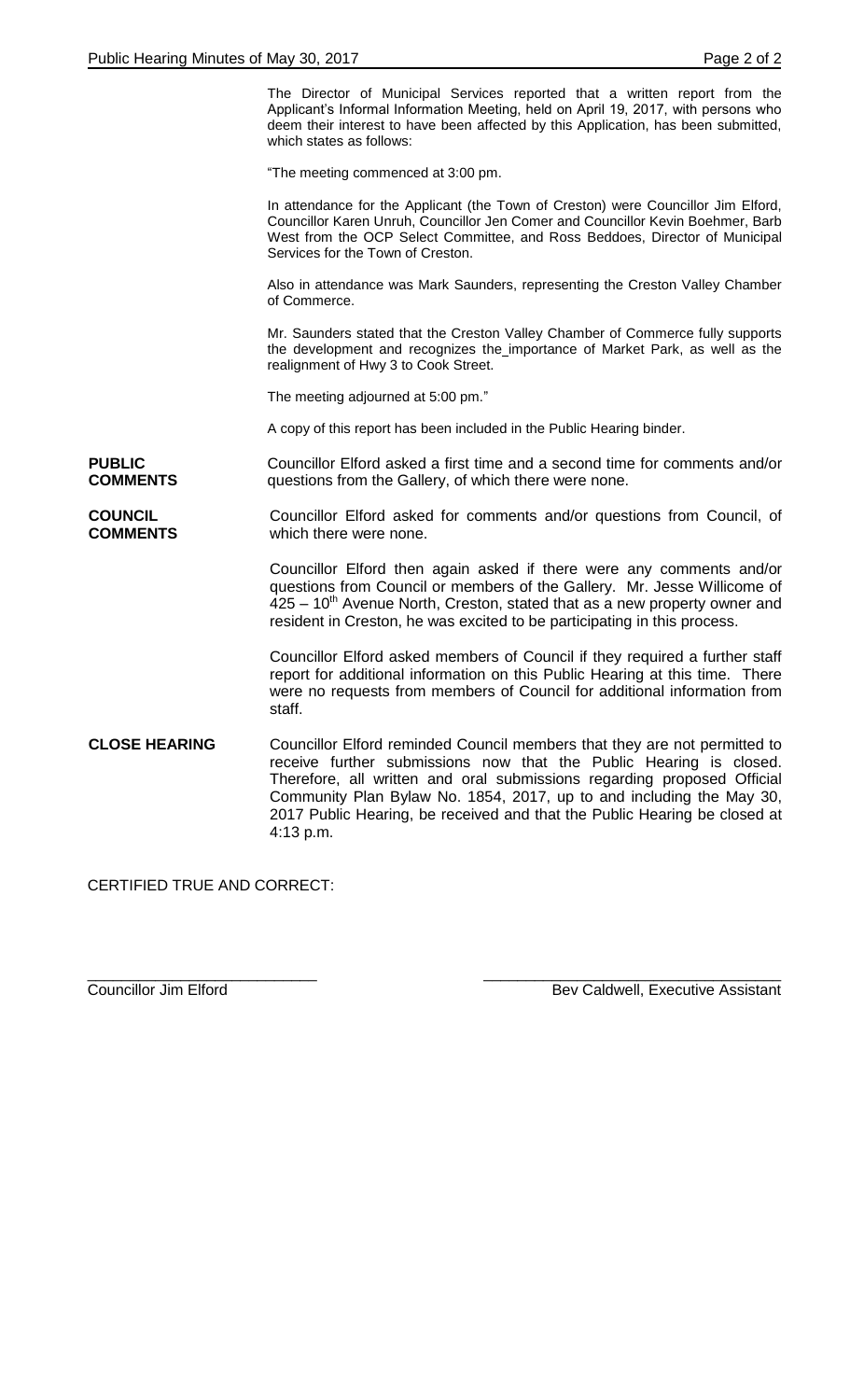The Director of Municipal Services reported that a written report from the Applicant's Informal Information Meeting, held on April 19, 2017, with persons who deem their interest to have been affected by this Application, has been submitted, which states as follows:

"The meeting commenced at 3:00 pm.

In attendance for the Applicant (the Town of Creston) were Councillor Jim Elford, Councillor Karen Unruh, Councillor Jen Comer and Councillor Kevin Boehmer, Barb West from the OCP Select Committee, and Ross Beddoes, Director of Municipal Services for the Town of Creston.

Also in attendance was Mark Saunders, representing the Creston Valley Chamber of Commerce.

Mr. Saunders stated that the Creston Valley Chamber of Commerce fully supports the development and recognizes the importance of Market Park, as well as the realignment of Hwy 3 to Cook Street.

The meeting adjourned at 5:00 pm."

A copy of this report has been included in the Public Hearing binder.

**PUBLIC COMMENTS**

Councillor Elford asked a first time and a second time for comments and/or questions from the Gallery, of which there were none.

**COUNCIL COMMENTS**

Councillor Elford asked for comments and/or questions from Council, of which there were none.

Councillor Elford then again asked if there were any comments and/or questions from Council or members of the Gallery. Mr. Jesse Willicome of 425 – 10th Avenue North, Creston, stated that as a new property owner and resident in Creston, he was excited to be participating in this process.

Councillor Elford asked members of Council if they required a further staff report for additional information on this Public Hearing at this time. There were no requests from members of Council for additional information from staff.

**CLOSE HEARING**

Councillor Elford reminded Council members that they are not permitted to receive further submissions now that the Public Hearing is closed. Therefore, all written and oral submissions regarding proposed Official Community Plan Bylaw No. 1854, 2017, up to and including the May 30, 2017 Public Hearing, be received and that the Public Hearing be closed at 4:13 p.m.

CERTIFIED TRUE AND CORRECT:

\_\_\_\_\_\_\_\_\_\_\_\_\_\_\_\_\_\_\_\_\_\_\_\_\_\_\_\_ \_\_\_\_\_\_\_\_\_\_\_\_\_\_\_\_\_\_\_\_\_\_\_\_\_\_\_\_\_\_\_\_\_\_\_\_

Councillor Jim Elford Bev Caldwell, Executive Assistant